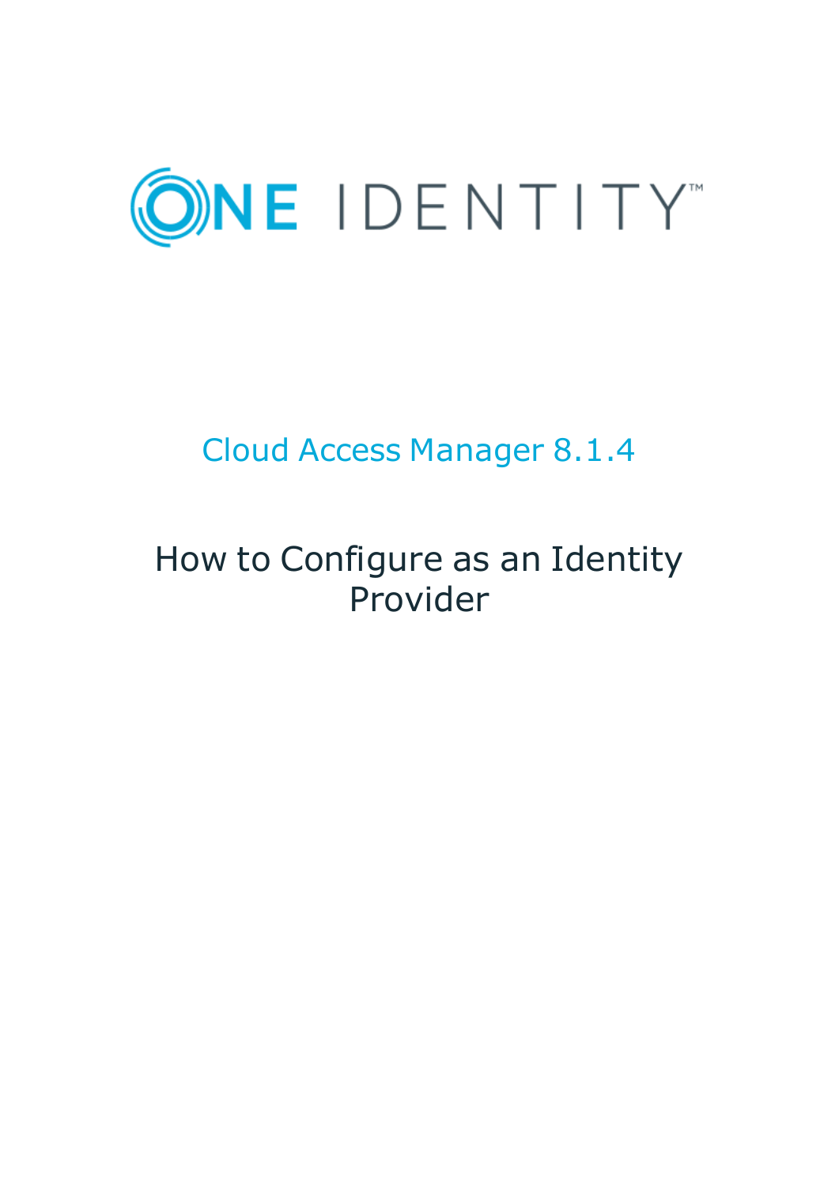ONE IDENTITY™

# Cloud Access Manager 8.1.4

## How to Configure as an Identity Provider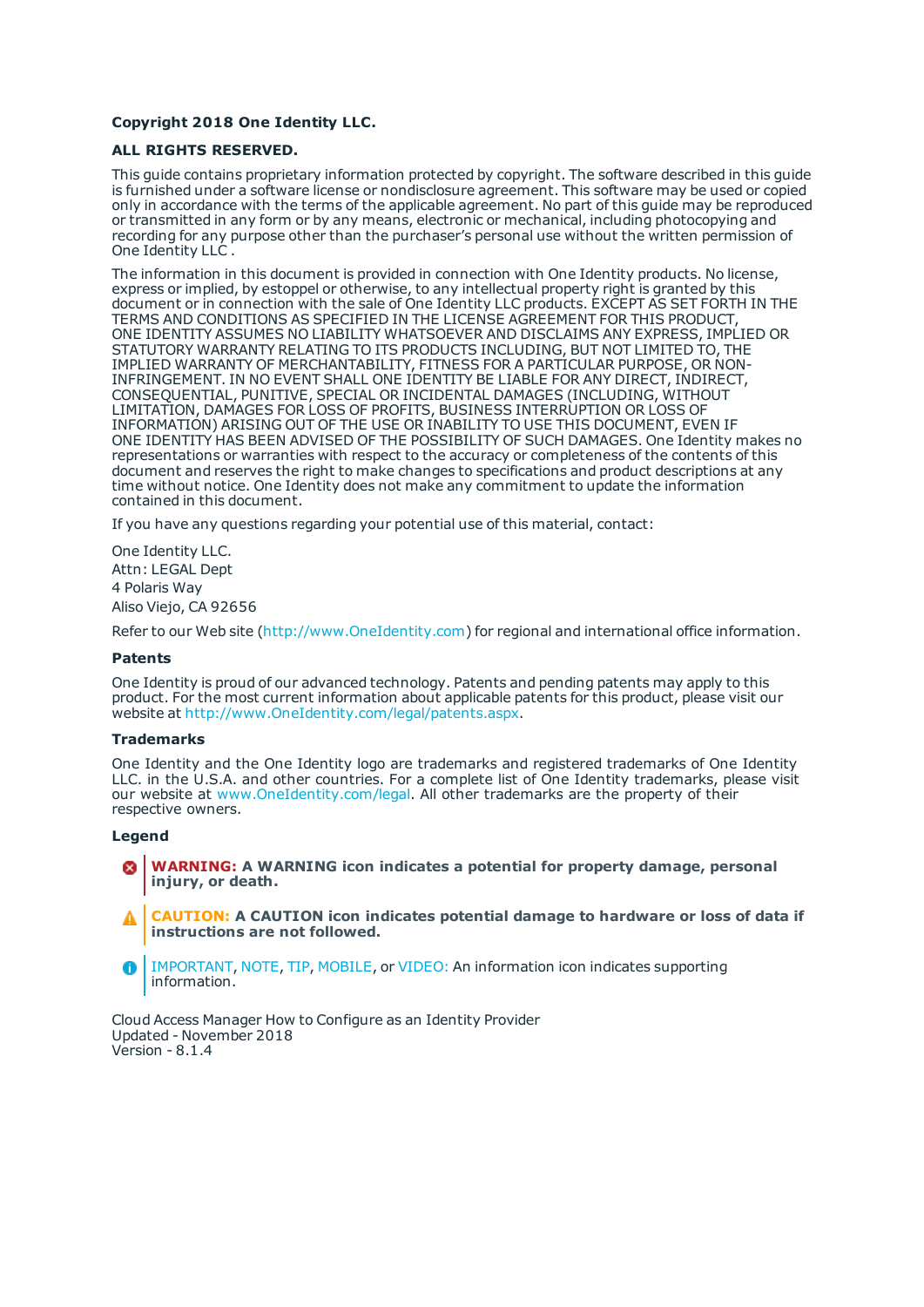**Copyright 2018 One Identity LLC.**

**ALL RIGHTS RESERVED.**

This guide contains proprietary information protected by copyright. The software described in this guide is furnished under a software license or nondisclosure agreement. This software may be used or copied only in accordance with the terms of the applicable agreement. No part of this guide may be reproduced or transmitted in any form or by any means, electronic or mechanical, including photocopying and recording for any purpose other than the purchaser's personal use without the written permission of One Identity LLC .

The information in this document is provided in connection with One Identity products. No license, express or implied, by estoppel or otherwise, to any intellectual property right is granted by this document or in connection with the sale of One Identity LLC products. EXCEPT AS SET FORTH IN THE TERMS AND CONDITIONS AS SPECIFIED IN THE LICENSE AGREEMENT FOR THIS PRODUCT, ONE IDENTITY ASSUMES NO LIABILITY WHATSOEVER AND DISCLAIMS ANY EXPRESS, IMPLIED OR STATUTORY WARRANTY RELATING TO ITS PRODUCTS INCLUDING, BUT NOT LIMITED TO, THE IMPLIED WARRANTY OF MERCHANTABILITY, FITNESS FOR A PARTICULAR PURPOSE, OR NON-INFRINGEMENT. IN NO EVENT SHALL ONE IDENTITY BE LIABLE FOR ANY DIRECT, INDIRECT, CONSEQUENTIAL, PUNITIVE, SPECIAL OR INCIDENTAL DAMAGES (INCLUDING, WITHOUT LIMITATION, DAMAGES FOR LOSS OF PROFITS, BUSINESS INTERRUPTION OR LOSS OF INFORMATION) ARISING OUT OF THE USE OR INABILITY TO USE THIS DOCUMENT, EVEN IF ONE IDENTITY HAS BEEN ADVISED OF THE POSSIBILITY OF SUCH DAMAGES. One Identity makes no representations or warranties with respect to the accuracy or completeness of the contents of this document and reserves the right to make changes to specifications and product descriptions at any time without notice. One Identity does not make any commitment to update the information contained in this document.

If you have any questions regarding your potential use of this material, contact:

One Identity LLC.
Attn: LEGAL Dept
4 Polaris Way
Aliso Viejo, CA 92656

Refer to our Web site (http://www.OneIdentity.com) for regional and international office information.

**Patents**

One Identity is proud of our advanced technology. Patents and pending patents may apply to this product. For the most current information about applicable patents for this product, please visit our website at http://www.OneIdentity.com/legal/patents.aspx.

**Trademarks**

One Identity and the One Identity logo are trademarks and registered trademarks of One Identity LLC. in the U.S.A. and other countries. For a complete list of One Identity trademarks, please visit our website at www.OneIdentity.com/legal. All other trademarks are the property of their respective owners.

**Legend**

**WARNING: A WARNING icon indicates a potential for property damage, personal injury, or death.**

**CAUTION: A CAUTION icon indicates potential damage to hardware or loss of data if instructions are not followed.**

IMPORTANT, NOTE, TIP, MOBILE, or VIDEO: An information icon indicates supporting information.

Cloud Access Manager How to Configure as an Identity Provider
Updated - November 2018
Version - 8.1.4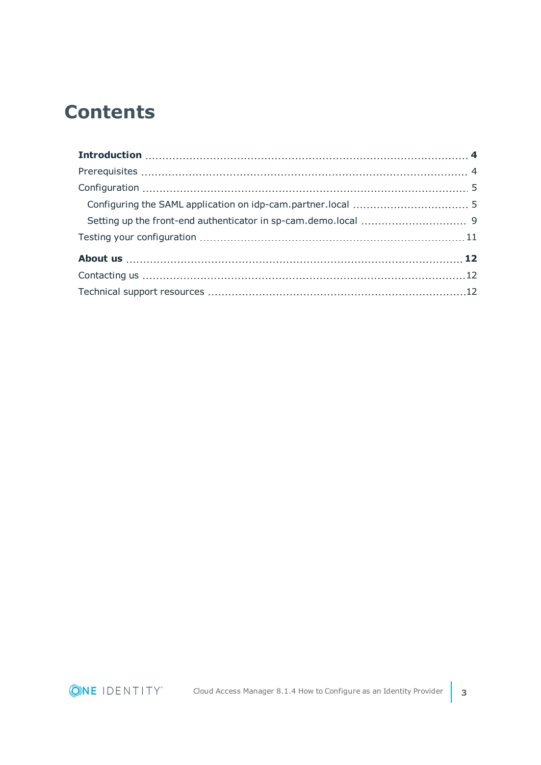# Contents

**Introduction** .......... **4**

Prerequisites .......... 4

Configuration .......... 5

- Configuring the SAML application on idp-cam.partner.local .......... 5
- Setting up the front-end authenticator in sp-cam.demo.local .......... 9

Testing your configuration .......... 11

**About us** .......... **12**

Contacting us .......... 12

Technical support resources .......... 12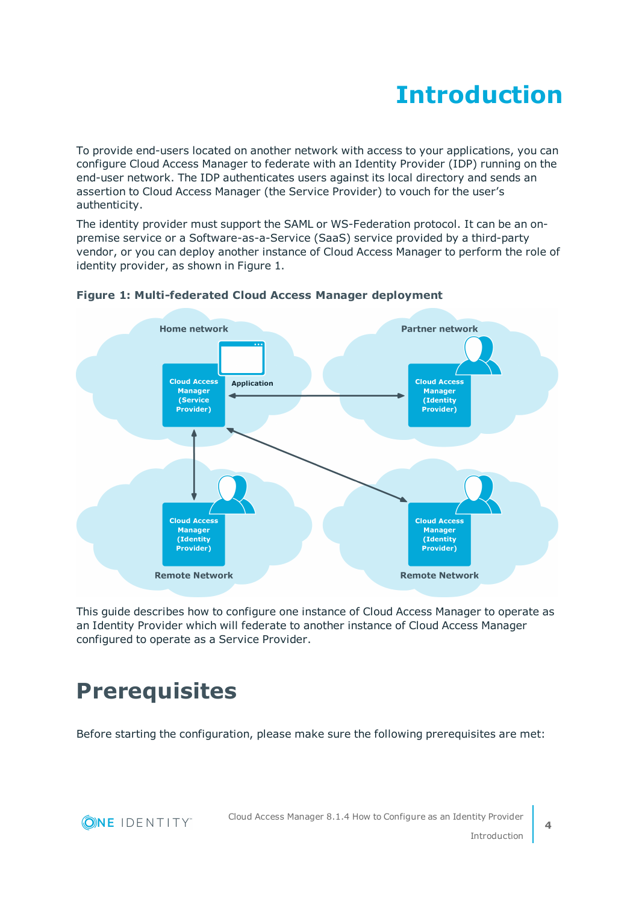# Introduction

To provide end-users located on another network with access to your applications, you can configure Cloud Access Manager to federate with an Identity Provider (IDP) running on the end-user network. The IDP authenticates users against its local directory and sends an assertion to Cloud Access Manager (the Service Provider) to vouch for the user's authenticity.

The identity provider must support the SAML or WS-Federation protocol. It can be an on-premise service or a Software-as-a-Service (SaaS) service provided by a third-party vendor, or you can deploy another instance of Cloud Access Manager to perform the role of identity provider, as shown in Figure 1.

**Figure 1: Multi-federated Cloud Access Manager deployment**

This guide describes how to configure one instance of Cloud Access Manager to operate as an Identity Provider which will federate to another instance of Cloud Access Manager configured to operate as a Service Provider.

# Prerequisites

Before starting the configuration, please make sure the following prerequisites are met: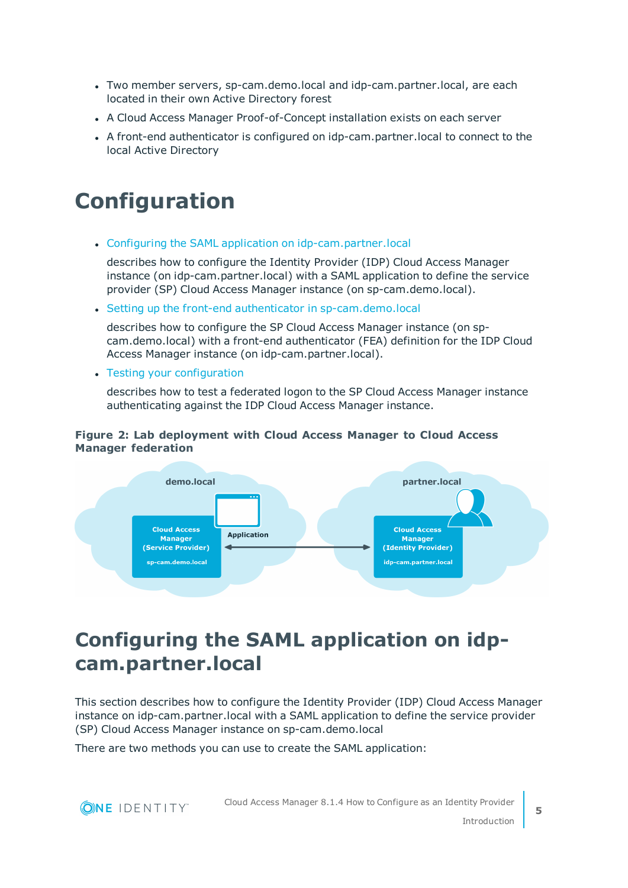- Two member servers, sp-cam.demo.local and idp-cam.partner.local, are each located in their own Active Directory forest
- A Cloud Access Manager Proof-of-Concept installation exists on each server
- A front-end authenticator is configured on idp-cam.partner.local to connect to the local Active Directory

# Configuration

- Configuring the SAML application on idp-cam.partner.local

  describes how to configure the Identity Provider (IDP) Cloud Access Manager instance (on idp-cam.partner.local) with a SAML application to define the service provider (SP) Cloud Access Manager instance (on sp-cam.demo.local).

- Setting up the front-end authenticator in sp-cam.demo.local

  describes how to configure the SP Cloud Access Manager instance (on sp-cam.demo.local) with a front-end authenticator (FEA) definition for the IDP Cloud Access Manager instance (on idp-cam.partner.local).

- Testing your configuration

  describes how to test a federated logon to the SP Cloud Access Manager instance authenticating against the IDP Cloud Access Manager instance.

**Figure 2: Lab deployment with Cloud Access Manager to Cloud Access Manager federation**

# Configuring the SAML application on idp-cam.partner.local

This section describes how to configure the Identity Provider (IDP) Cloud Access Manager instance on idp-cam.partner.local with a SAML application to define the service provider (SP) Cloud Access Manager instance on sp-cam.demo.local

There are two methods you can use to create the SAML application: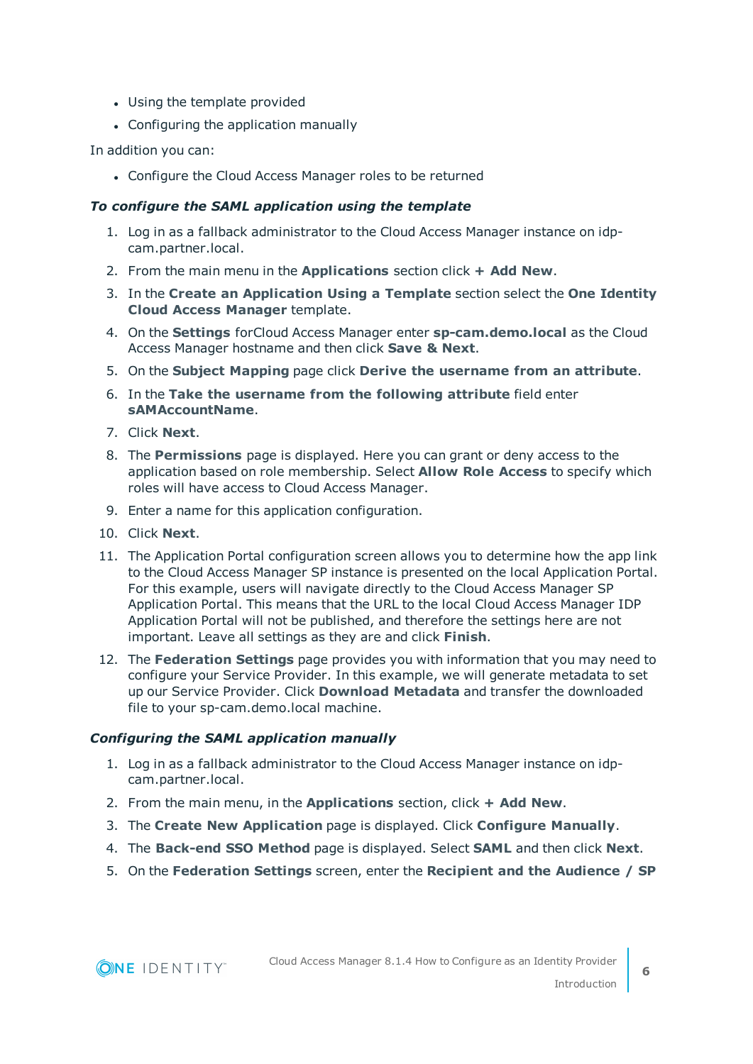- Using the template provided
- Configuring the application manually

In addition you can:

- Configure the Cloud Access Manager roles to be returned

### *To configure the SAML application using the template*

1. Log in as a fallback administrator to the Cloud Access Manager instance on idp-cam.partner.local.
2. From the main menu in the **Applications** section click **+ Add New**.
3. In the **Create an Application Using a Template** section select the **One Identity Cloud Access Manager** template.
4. On the **Settings** forCloud Access Manager enter **sp-cam.demo.local** as the Cloud Access Manager hostname and then click **Save & Next**.
5. On the **Subject Mapping** page click **Derive the username from an attribute**.
6. In the **Take the username from the following attribute** field enter **sAMAccountName**.
7. Click **Next**.
8. The **Permissions** page is displayed. Here you can grant or deny access to the application based on role membership. Select **Allow Role Access** to specify which roles will have access to Cloud Access Manager.
9. Enter a name for this application configuration.
10. Click **Next**.
11. The Application Portal configuration screen allows you to determine how the app link to the Cloud Access Manager SP instance is presented on the local Application Portal. For this example, users will navigate directly to the Cloud Access Manager SP Application Portal. This means that the URL to the local Cloud Access Manager IDP Application Portal will not be published, and therefore the settings here are not important. Leave all settings as they are and click **Finish**.
12. The **Federation Settings** page provides you with information that you may need to configure your Service Provider. In this example, we will generate metadata to set up our Service Provider. Click **Download Metadata** and transfer the downloaded file to your sp-cam.demo.local machine.

### *Configuring the SAML application manually*

1. Log in as a fallback administrator to the Cloud Access Manager instance on idp-cam.partner.local.
2. From the main menu, in the **Applications** section, click **+ Add New**.
3. The **Create New Application** page is displayed. Click **Configure Manually**.
4. The **Back-end SSO Method** page is displayed. Select **SAML** and then click **Next**.
5. On the **Federation Settings** screen, enter the **Recipient and the Audience / SP**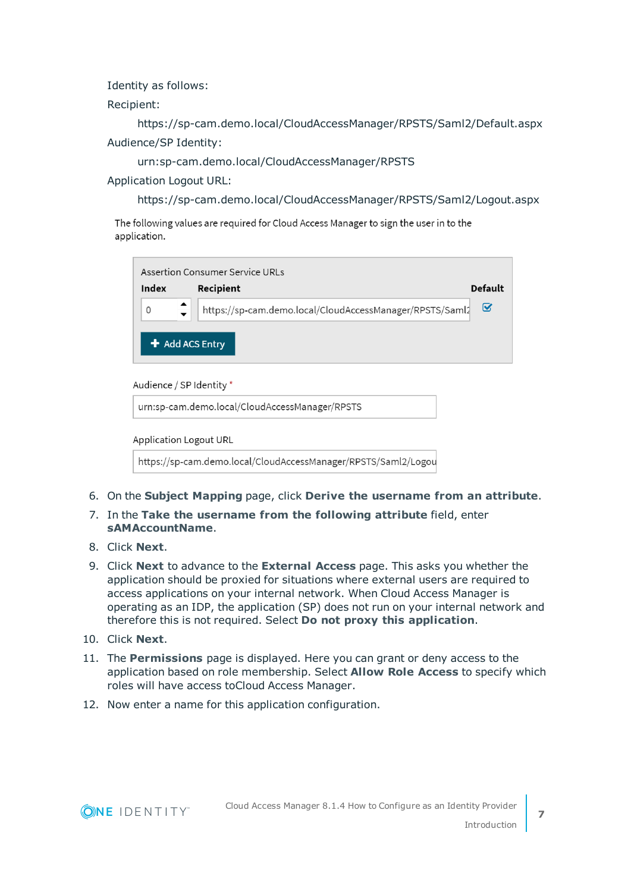Identity as follows:

Recipient:

https://sp-cam.demo.local/CloudAccessManager/RPSTS/Saml2/Default.aspx

Audience/SP Identity:

urn:sp-cam.demo.local/CloudAccessManager/RPSTS

Application Logout URL:

https://sp-cam.demo.local/CloudAccessManager/RPSTS/Saml2/Logout.aspx

The following values are required for Cloud Access Manager to sign the user in to the application.

Assertion Consumer Service URLs

| Index | Recipient | Default |
| --- | --- | --- |
| 0 | https://sp-cam.demo.local/CloudAccessManager/RPSTS/Saml2 | ☑ |

**+ Add ACS Entry**

Audience / SP Identity *

urn:sp-cam.demo.local/CloudAccessManager/RPSTS

Application Logout URL

https://sp-cam.demo.local/CloudAccessManager/RPSTS/Saml2/Logou

6. On the **Subject Mapping** page, click **Derive the username from an attribute**.
7. In the **Take the username from the following attribute** field, enter **sAMAccountName**.
8. Click **Next**.
9. Click **Next** to advance to the **External Access** page. This asks you whether the application should be proxied for situations where external users are required to access applications on your internal network. When Cloud Access Manager is operating as an IDP, the application (SP) does not run on your internal network and therefore this is not required. Select **Do not proxy this application**.
10. Click **Next**.
11. The **Permissions** page is displayed. Here you can grant or deny access to the application based on role membership. Select **Allow Role Access** to specify which roles will have access toCloud Access Manager.
12. Now enter a name for this application configuration.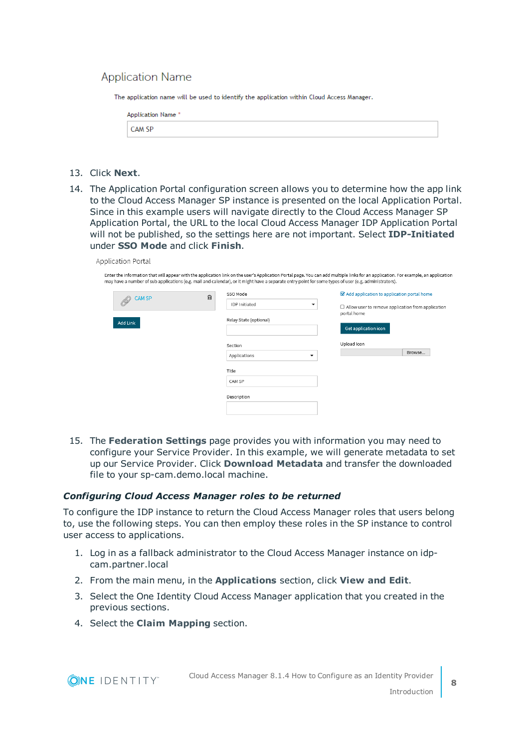Application Name

The application name will be used to identify the application within Cloud Access Manager.

Application Name *

CAM SP

13. Click **Next**.
14. The Application Portal configuration screen allows you to determine how the app link to the Cloud Access Manager SP instance is presented on the local Application Portal. Since in this example users will navigate directly to the Cloud Access Manager SP Application Portal, the URL to the local Cloud Access Manager IDP Application Portal will not be published, so the settings here are not important. Select **IDP-Initiated** under **SSO Mode** and click **Finish**.

Application Portal

Enter the information that will appear with the application link on the user's Application Portal page. You can add multiple links for an application. For example, an application may have a number of sub applications (e.g. mail and calendar), or it might have a separate entry point for some types of user (e.g. administrators).

CAM SP

Add Link

SSO Mode: IDP Initiated

Relay State (optional)

Section: Applications

Title: CAM SP

Description

Add application to application portal home

Allow user to remove application from application portal home

Get application icon

Upload Icon

Browse...

15. The **Federation Settings** page provides you with information you may need to configure your Service Provider. In this example, we will generate metadata to set up our Service Provider. Click **Download Metadata** and transfer the downloaded file to your sp-cam.demo.local machine.

### *Configuring Cloud Access Manager roles to be returned*

To configure the IDP instance to return the Cloud Access Manager roles that users belong to, use the following steps. You can then employ these roles in the SP instance to control user access to applications.

1. Log in as a fallback administrator to the Cloud Access Manager instance on idp-cam.partner.local
2. From the main menu, in the **Applications** section, click **View and Edit**.
3. Select the One Identity Cloud Access Manager application that you created in the previous sections.
4. Select the **Claim Mapping** section.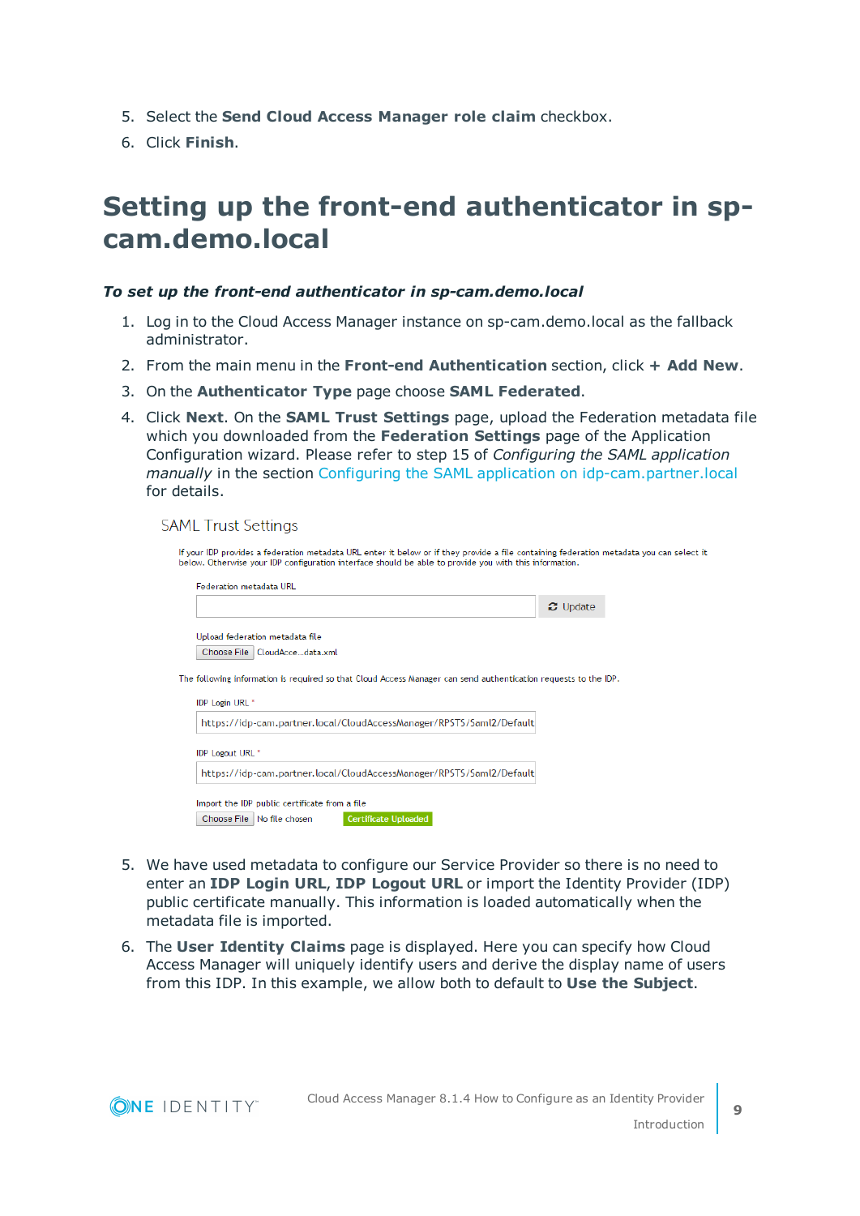5. Select the **Send Cloud Access Manager role claim** checkbox.
6. Click **Finish**.

# Setting up the front-end authenticator in sp-cam.demo.local

***To set up the front-end authenticator in sp-cam.demo.local***

1. Log in to the Cloud Access Manager instance on sp-cam.demo.local as the fallback administrator.
2. From the main menu in the **Front-end Authentication** section, click **+ Add New**.
3. On the **Authenticator Type** page choose **SAML Federated**.
4. Click **Next**. On the **SAML Trust Settings** page, upload the Federation metadata file which you downloaded from the **Federation Settings** page of the Application Configuration wizard. Please refer to step 15 of *Configuring the SAML application manually* in the section Configuring the SAML application on idp-cam.partner.local for details.

   SAML Trust Settings

   If your IDP provides a federation metadata URL enter it below or if they provide a file containing federation metadata you can select it below. Otherwise your IDP configuration interface should be able to provide you with this information.

   Federation metadata URL

   Update

   Upload federation metadata file

   Choose File CloudAcce...data.xml

   The following information is required so that Cloud Access Manager can send authentication requests to the IDP.

   IDP Login URL *

   https://idp-cam.partner.local/CloudAccessManager/RPSTS/Saml2/Default

   IDP Logout URL *

   https://idp-cam.partner.local/CloudAccessManager/RPSTS/Saml2/Default

   Import the IDP public certificate from a file

   Choose File No file chosen Certificate Uploaded

5. We have used metadata to configure our Service Provider so there is no need to enter an **IDP Login URL**, **IDP Logout URL** or import the Identity Provider (IDP) public certificate manually. This information is loaded automatically when the metadata file is imported.
6. The **User Identity Claims** page is displayed. Here you can specify how Cloud Access Manager will uniquely identify users and derive the display name of users from this IDP. In this example, we allow both to default to **Use the Subject**.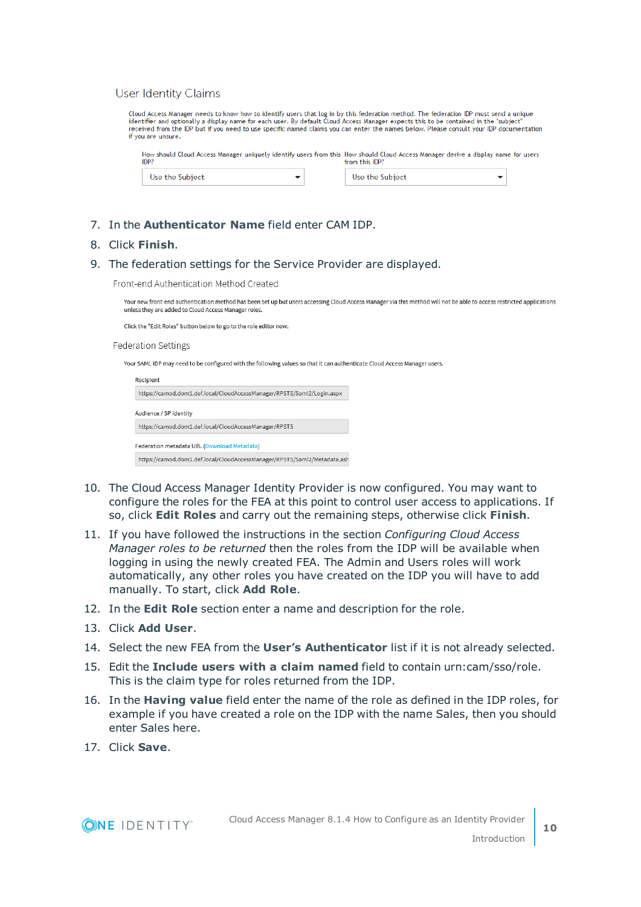User Identity Claims

Cloud Access Manager needs to know how to identify users that log in by this federation method. The federation IDP must send a unique identifier and optionally a display name for each user. By default Cloud Access Manager expects this to be contained in the "subject" received from the IDP but if you need to use specific named claims you can enter the names below. Please consult your IDP documentation if you are unsure.

How should Cloud Access Manager uniquely identify users from this IDP?

Use the Subject

How should Cloud Access Manager derive a display name for users from this IDP?

Use the Subject

7. In the **Authenticator Name** field enter CAM IDP.
8. Click **Finish**.
9. The federation settings for the Service Provider are displayed.

Front-end Authentication Method Created

Your new front-end authentication method has been set up but users accessing Cloud Access Manager via this method will not be able to access restricted applications unless they are added to Cloud Access Manager roles.

Click the "Edit Roles" button below to go to the role editor now.

Federation Settings

Your SAML IDP may need to be configured with the following values so that it can authenticate Cloud Access Manager users.

Recipient

https://camod.dom1.def.local/CloudAccessManager/RPSTS/Saml2/Login.aspx

Audience / SP Identity

https://camod.dom1.def.local/CloudAccessManager/RPSTS

Federation metadata URL (Download Metadata)

https://camod.dom1.def.local/CloudAccessManager/RPSTS/Saml2/Metadata.ash

10. The Cloud Access Manager Identity Provider is now configured. You may want to configure the roles for the FEA at this point to control user access to applications. If so, click **Edit Roles** and carry out the remaining steps, otherwise click **Finish**.
11. If you have followed the instructions in the section *Configuring Cloud Access Manager roles to be returned* then the roles from the IDP will be available when logging in using the newly created FEA. The Admin and Users roles will work automatically, any other roles you have created on the IDP you will have to add manually. To start, click **Add Role**.
12. In the **Edit Role** section enter a name and description for the role.
13. Click **Add User**.
14. Select the new FEA from the **User's Authenticator** list if it is not already selected.
15. Edit the **Include users with a claim named** field to contain urn:cam/sso/role. This is the claim type for roles returned from the IDP.
16. In the **Having value** field enter the name of the role as defined in the IDP roles, for example if you have created a role on the IDP with the name Sales, then you should enter Sales here.
17. Click **Save**.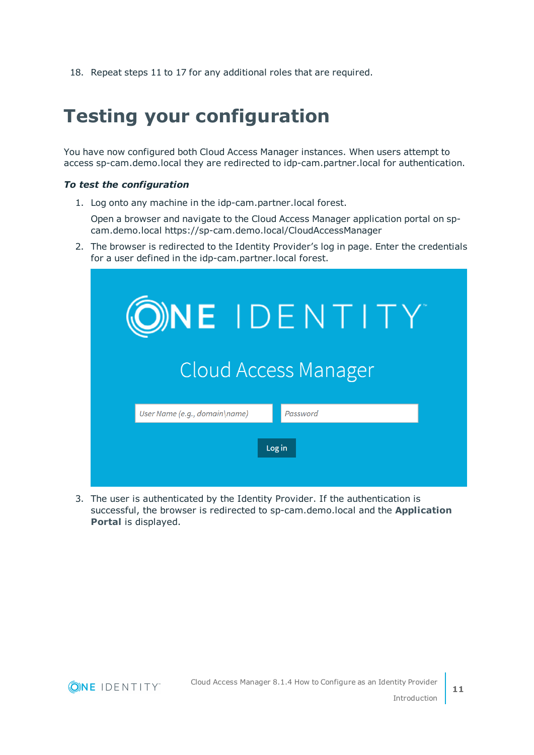18. Repeat steps 11 to 17 for any additional roles that are required.

# Testing your configuration

You have now configured both Cloud Access Manager instances. When users attempt to access sp-cam.demo.local they are redirected to idp-cam.partner.local for authentication.

***To test the configuration***

1. Log onto any machine in the idp-cam.partner.local forest.

   Open a browser and navigate to the Cloud Access Manager application portal on sp-cam.demo.local https://sp-cam.demo.local/CloudAccessManager

2. The browser is redirected to the Identity Provider's log in page. Enter the credentials for a user defined in the idp-cam.partner.local forest.

3. The user is authenticated by the Identity Provider. If the authentication is successful, the browser is redirected to sp-cam.demo.local and the **Application Portal** is displayed.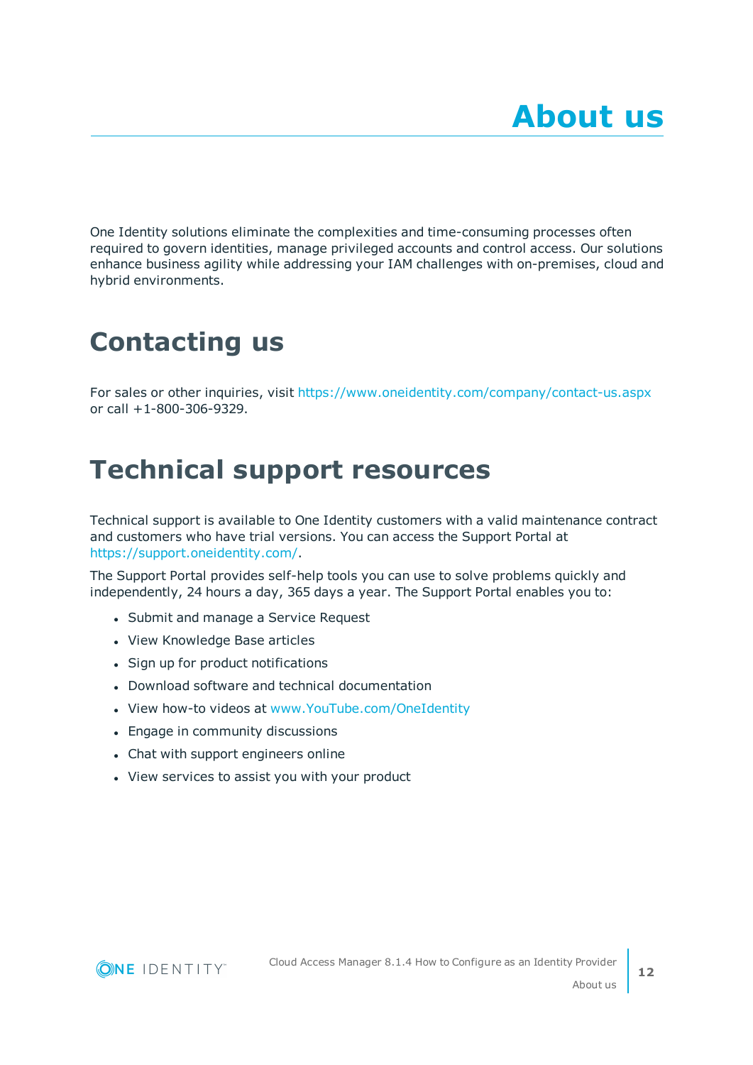# About us

One Identity solutions eliminate the complexities and time-consuming processes often required to govern identities, manage privileged accounts and control access. Our solutions enhance business agility while addressing your IAM challenges with on-premises, cloud and hybrid environments.

## Contacting us

For sales or other inquiries, visit https://www.oneidentity.com/company/contact-us.aspx or call +1-800-306-9329.

## Technical support resources

Technical support is available to One Identity customers with a valid maintenance contract and customers who have trial versions. You can access the Support Portal at https://support.oneidentity.com/.

The Support Portal provides self-help tools you can use to solve problems quickly and independently, 24 hours a day, 365 days a year. The Support Portal enables you to:

- Submit and manage a Service Request
- View Knowledge Base articles
- Sign up for product notifications
- Download software and technical documentation
- View how-to videos at www.YouTube.com/OneIdentity
- Engage in community discussions
- Chat with support engineers online
- View services to assist you with your product